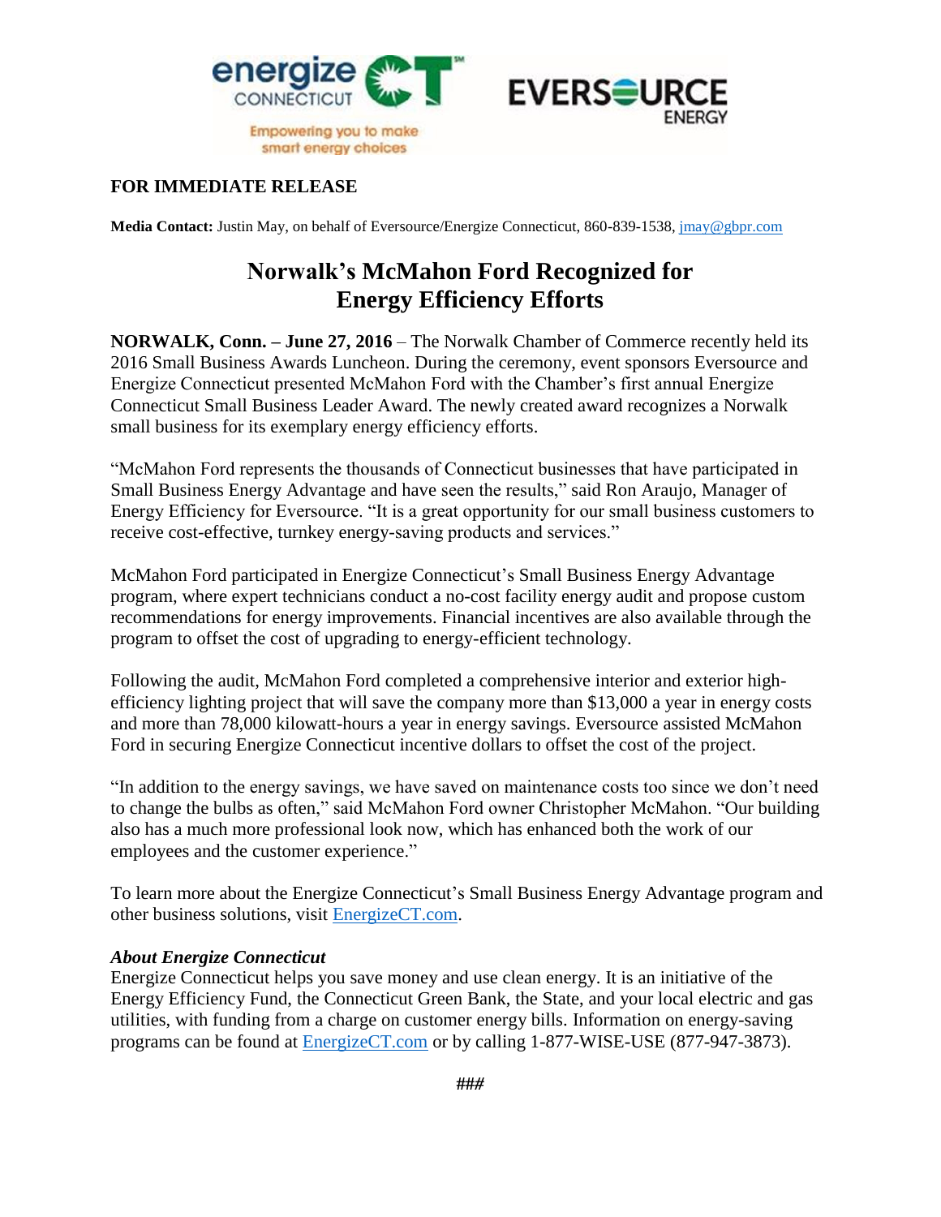**FOR IMMEDIATE RELEASE**

**Media Contact:** Justin May, on behalf of Eversource/Energize Connecticut, 860-839-1538, jmay@gbpr.com

# Norwalk's McMahon Ford Recognized for Energy Efficiency Efforts

**NORWALK, Conn. – June 27, 2016** – The Norwalk Chamber of Commerce recently held its 2016 Small Business Awards Luncheon. During the ceremony, event sponsors Eversource and Energize Connecticut presented McMahon Ford with the Chamber's first annual Energize Connecticut Small Business Leader Award. The newly created award recognizes a Norwalk small business for its exemplary energy efficiency efforts.

"McMahon Ford represents the thousands of Connecticut businesses that have participated in Small Business Energy Advantage and have seen the results," said Ron Araujo, Manager of Energy Efficiency for Eversource. "It is a great opportunity for our small business customers to receive cost-effective, turnkey energy-saving products and services."

McMahon Ford participated in Energize Connecticut's Small Business Energy Advantage program, where expert technicians conduct a no-cost facility energy audit and propose custom recommendations for energy improvements. Financial incentives are also available through the program to offset the cost of upgrading to energy-efficient technology.

Following the audit, McMahon Ford completed a comprehensive interior and exterior high-efficiency lighting project that will save the company more than $13,000 a year in energy costs and more than 78,000 kilowatt-hours a year in energy savings. Eversource assisted McMahon Ford in securing Energize Connecticut incentive dollars to offset the cost of the project.

"In addition to the energy savings, we have saved on maintenance costs too since we don't need to change the bulbs as often," said McMahon Ford owner Christopher McMahon. "Our building also has a much more professional look now, which has enhanced both the work of our employees and the customer experience."

To learn more about the Energize Connecticut's Small Business Energy Advantage program and other business solutions, visit EnergizeCT.com.

***About Energize Connecticut***

Energize Connecticut helps you save money and use clean energy. It is an initiative of the Energy Efficiency Fund, the Connecticut Green Bank, the State, and your local electric and gas utilities, with funding from a charge on customer energy bills. Information on energy-saving programs can be found at EnergizeCT.com or by calling 1-877-WISE-USE (877-947-3873).

###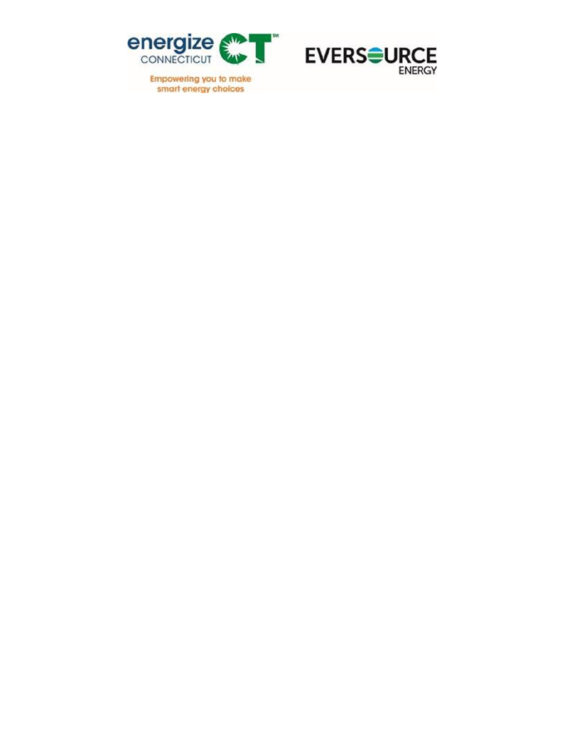energize CONNECTICUT

Empowering you to make smart energy choices

EVERSOURCE ENERGY